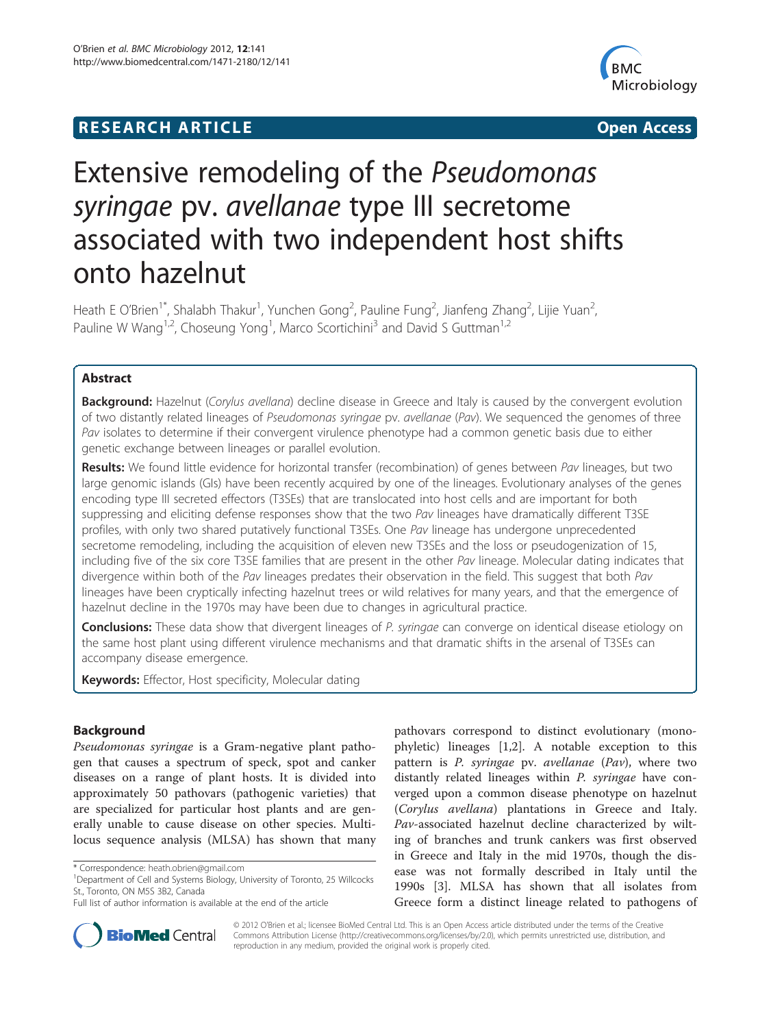**RESEARCH ARTICLE** **Open Access**

# Extensive remodeling of the *Pseudomonas syringae* pv. *avellanae* type III secretome associated with two independent host shifts onto hazelnut

Heath E O'Brien[1*], Shalabh Thakur[1], Yunchen Gong[2], Pauline Fung[2], Jianfeng Zhang[2], Lijie Yuan[2], Pauline W Wang[1,2], Choseung Yong[1], Marco Scortichini[3] and David S Guttman[1,2]

## Abstract

**Background:** Hazelnut (*Corylus avellana*) decline disease in Greece and Italy is caused by the convergent evolution of two distantly related lineages of *Pseudomonas syringae* pv. *avellanae* (*Pav*). We sequenced the genomes of three *Pav* isolates to determine if their convergent virulence phenotype had a common genetic basis due to either genetic exchange between lineages or parallel evolution.

**Results:** We found little evidence for horizontal transfer (recombination) of genes between *Pav* lineages, but two large genomic islands (GIs) have been recently acquired by one of the lineages. Evolutionary analyses of the genes encoding type III secreted effectors (T3SEs) that are translocated into host cells and are important for both suppressing and eliciting defense responses show that the two *Pav* lineages have dramatically different T3SE profiles, with only two shared putatively functional T3SEs. One *Pav* lineage has undergone unprecedented secretome remodeling, including the acquisition of eleven new T3SEs and the loss or pseudogenization of 15, including five of the six core T3SE families that are present in the other *Pav* lineage. Molecular dating indicates that divergence within both of the *Pav* lineages predates their observation in the field. This suggest that both *Pav* lineages have been cryptically infecting hazelnut trees or wild relatives for many years, and that the emergence of hazelnut decline in the 1970s may have been due to changes in agricultural practice.

**Conclusions:** These data show that divergent lineages of *P. syringae* can converge on identical disease etiology on the same host plant using different virulence mechanisms and that dramatic shifts in the arsenal of T3SEs can accompany disease emergence.

**Keywords:** Effector, Host specificity, Molecular dating

## Background

*Pseudomonas syringae* is a Gram-negative plant pathogen that causes a spectrum of speck, spot and canker diseases on a range of plant hosts. It is divided into approximately 50 pathovars (pathogenic varieties) that are specialized for particular host plants and are generally unable to cause disease on other species. Multilocus sequence analysis (MLSA) has shown that many pathovars correspond to distinct evolutionary (monophyletic) lineages [1,2]. A notable exception to this pattern is *P. syringae* pv. *avellanae* (*Pav*), where two distantly related lineages within *P. syringae* have converged upon a common disease phenotype on hazelnut (*Corylus avellana*) plantations in Greece and Italy. *Pav*-associated hazelnut decline characterized by wilting of branches and trunk cankers was first observed in Greece and Italy in the mid 1970s, though the disease was not formally described in Italy until the 1990s [3]. MLSA has shown that all isolates from Greece form a distinct lineage related to pathogens of

\* Correspondence: heath.obrien@gmail.com
[1]Department of Cell and Systems Biology, University of Toronto, 25 Willcocks St., Toronto, ON M5S 3B2, Canada
Full list of author information is available at the end of the article

© 2012 O'Brien et al.; licensee BioMed Central Ltd. This is an Open Access article distributed under the terms of the Creative Commons Attribution License (http://creativecommons.org/licenses/by/2.0), which permits unrestricted use, distribution, and reproduction in any medium, provided the original work is properly cited.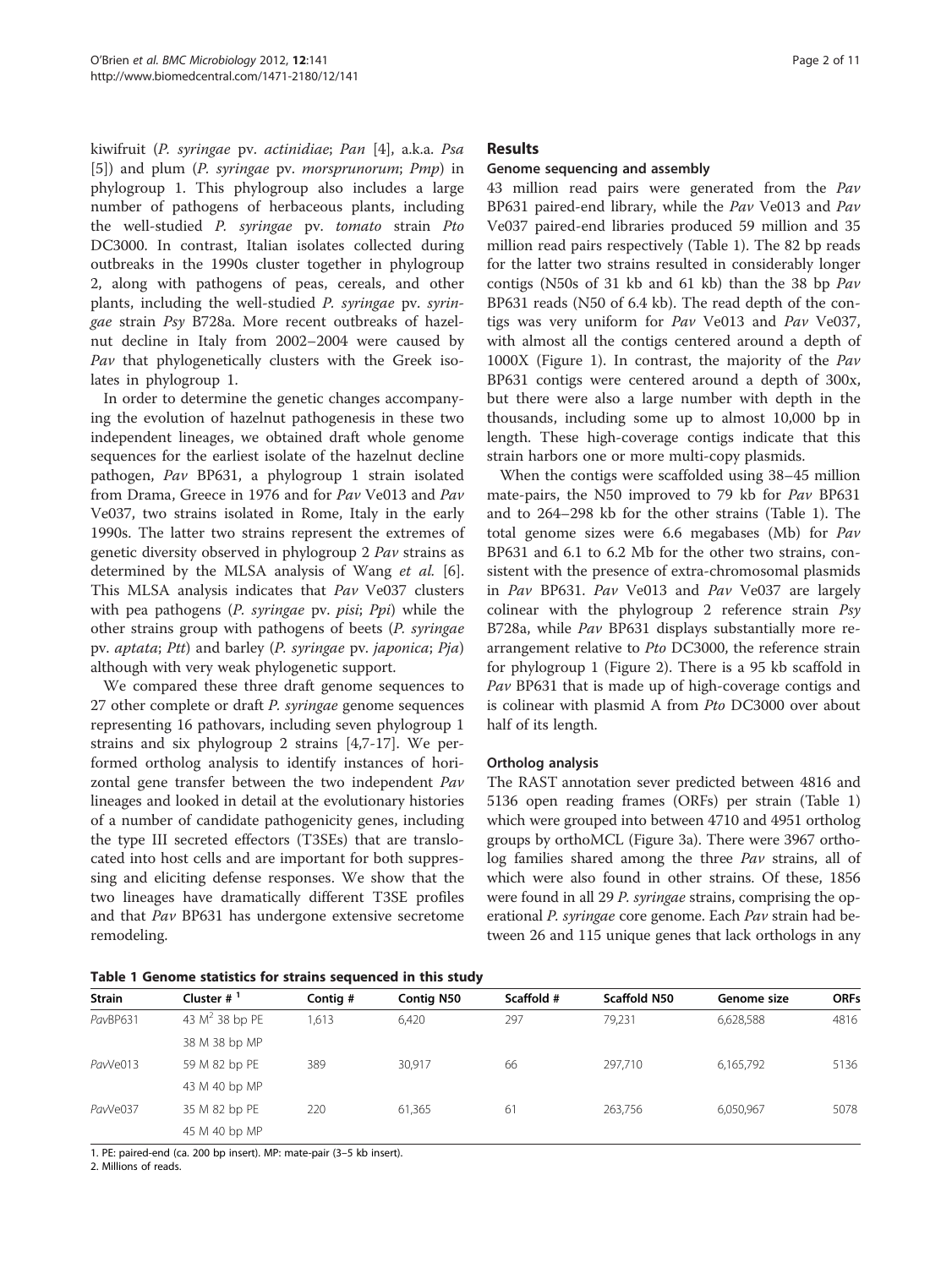kiwifruit (*P. syringae* pv. *actinidiae*; *Pan* [4], a.k.a. *Psa* [5]) and plum (*P. syringae* pv. *morsprunorum*; *Pmp*) in phylogroup 1. This phylogroup also includes a large number of pathogens of herbaceous plants, including the well-studied *P. syringae* pv. *tomato* strain *Pto* DC3000. In contrast, Italian isolates collected during outbreaks in the 1990s cluster together in phylogroup 2, along with pathogens of peas, cereals, and other plants, including the well-studied *P. syringae* pv. *syringae* strain *Psy* B728a. More recent outbreaks of hazelnut decline in Italy from 2002–2004 were caused by *Pav* that phylogenetically clusters with the Greek isolates in phylogroup 1.

In order to determine the genetic changes accompanying the evolution of hazelnut pathogenesis in these two independent lineages, we obtained draft whole genome sequences for the earliest isolate of the hazelnut decline pathogen, *Pav* BP631, a phylogroup 1 strain isolated from Drama, Greece in 1976 and for *Pav* Ve013 and *Pav* Ve037, two strains isolated in Rome, Italy in the early 1990s. The latter two strains represent the extremes of genetic diversity observed in phylogroup 2 *Pav* strains as determined by the MLSA analysis of Wang *et al.* [6]. This MLSA analysis indicates that *Pav* Ve037 clusters with pea pathogens (*P. syringae* pv. *pisi*; *Ppi*) while the other strains group with pathogens of beets (*P. syringae* pv. *aptata*; *Ptt*) and barley (*P. syringae* pv. *japonica*; *Pja*) although with very weak phylogenetic support.

We compared these three draft genome sequences to 27 other complete or draft *P. syringae* genome sequences representing 16 pathovars, including seven phylogroup 1 strains and six phylogroup 2 strains [4,7-17]. We performed ortholog analysis to identify instances of horizontal gene transfer between the two independent *Pav* lineages and looked in detail at the evolutionary histories of a number of candidate pathogenicity genes, including the type III secreted effectors (T3SEs) that are translocated into host cells and are important for both suppressing and eliciting defense responses. We show that the two lineages have dramatically different T3SE profiles and that *Pav* BP631 has undergone extensive secretome remodeling.

## Results

### Genome sequencing and assembly

43 million read pairs were generated from the *Pav* BP631 paired-end library, while the *Pav* Ve013 and *Pav* Ve037 paired-end libraries produced 59 million and 35 million read pairs respectively (Table 1). The 82 bp reads for the latter two strains resulted in considerably longer contigs (N50s of 31 kb and 61 kb) than the 38 bp *Pav* BP631 reads (N50 of 6.4 kb). The read depth of the contigs was very uniform for *Pav* Ve013 and *Pav* Ve037, with almost all the contigs centered around a depth of 1000X (Figure 1). In contrast, the majority of the *Pav* BP631 contigs were centered around a depth of 300x, but there were also a large number with depth in the thousands, including some up to almost 10,000 bp in length. These high-coverage contigs indicate that this strain harbors one or more multi-copy plasmids.

When the contigs were scaffolded using 38–45 million mate-pairs, the N50 improved to 79 kb for *Pav* BP631 and to 264–298 kb for the other strains (Table 1). The total genome sizes were 6.6 megabases (Mb) for *Pav* BP631 and 6.1 to 6.2 Mb for the other two strains, consistent with the presence of extra-chromosomal plasmids in *Pav* BP631. *Pav* Ve013 and *Pav* Ve037 are largely colinear with the phylogroup 2 reference strain *Psy* B728a, while *Pav* BP631 displays substantially more rearrangement relative to *Pto* DC3000, the reference strain for phylogroup 1 (Figure 2). There is a 95 kb scaffold in *Pav* BP631 that is made up of high-coverage contigs and is colinear with plasmid A from *Pto* DC3000 over about half of its length.

### Ortholog analysis

The RAST annotation sever predicted between 4816 and 5136 open reading frames (ORFs) per strain (Table 1) which were grouped into between 4710 and 4951 ortholog groups by orthoMCL (Figure 3a). There were 3967 ortholog families shared among the three *Pav* strains, all of which were also found in other strains. Of these, 1856 were found in all 29 *P. syringae* strains, comprising the operational *P. syringae* core genome. Each *Pav* strain had between 26 and 115 unique genes that lack orthologs in any

**Table 1 Genome statistics for strains sequenced in this study**

| Strain | Cluster # [1] | Contig # | Contig N50 | Scaffold # | Scaffold N50 | Genome size | ORFs |
|---|---|---|---|---|---|---|---|
| *Pav*BP631 | 43 M[2] 38 bp PE | 1,613 | 6,420 | 297 | 79,231 | 6,628,588 | 4816 |
| | 38 M 38 bp MP | | | | | | |
| *Pav*Ve013 | 59 M 82 bp PE | 389 | 30,917 | 66 | 297,710 | 6,165,792 | 5136 |
| | 43 M 40 bp MP | | | | | | |
| *Pav*Ve037 | 35 M 82 bp PE | 220 | 61,365 | 61 | 263,756 | 6,050,967 | 5078 |
| | 45 M 40 bp MP | | | | | | |

1. PE: paired-end (ca. 200 bp insert). MP: mate-pair (3–5 kb insert).
2. Millions of reads.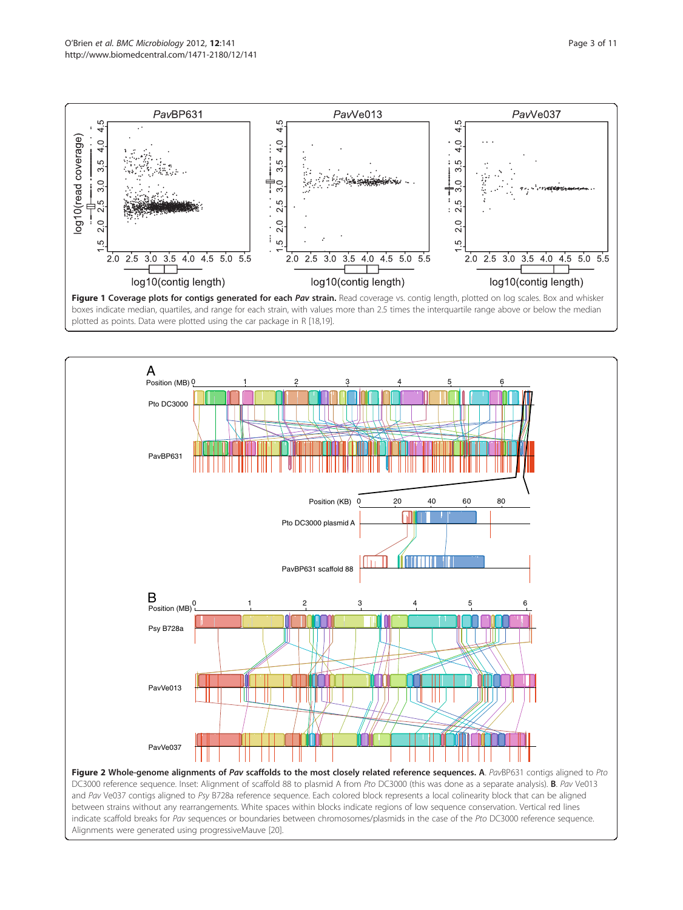**Figure 1 Coverage plots for contigs generated for each *Pav* strain.** Read coverage vs. contig length, plotted on log scales. Box and whisker boxes indicate median, quartiles, and range for each strain, with values more than 2.5 times the interquartile range above or below the median plotted as points. Data were plotted using the car package in R [18,19].

**Figure 2 Whole-genome alignments of *Pav* scaffolds to the most closely related reference sequences. A**. *Pav*BP631 contigs aligned to *Pto* DC3000 reference sequence. Inset: Alignment of scaffold 88 to plasmid A from *Pto* DC3000 (this was done as a separate analysis). **B**. *Pav* Ve013 and *Pav* Ve037 contigs aligned to *Psy* B728a reference sequence. Each colored block represents a local colinearity block that can be aligned between strains without any rearrangements. White spaces within blocks indicate regions of low sequence conservation. Vertical red lines indicate scaffold breaks for *Pav* sequences or boundaries between chromosomes/plasmids in the case of the *Pto* DC3000 reference sequence. Alignments were generated using progressiveMauve [20].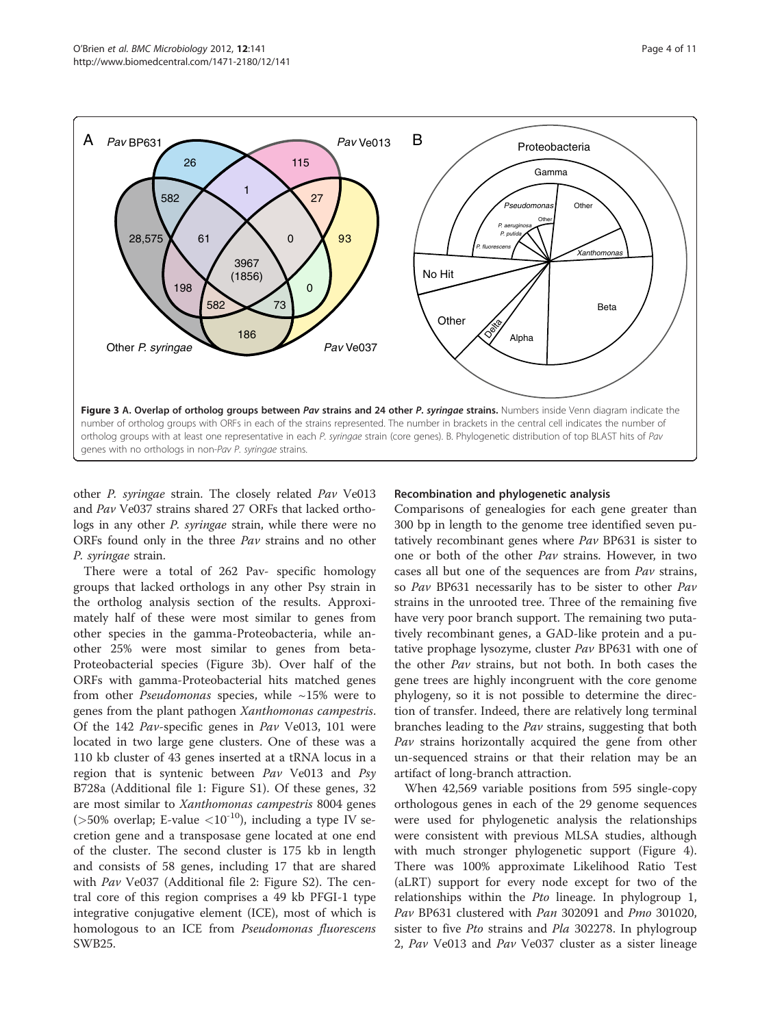**Figure 3 A. Overlap of ortholog groups between *Pav* strains and 24 other *P. syringae* strains.** Numbers inside Venn diagram indicate the number of ortholog groups with ORFs in each of the strains represented. The number in brackets in the central cell indicates the number of ortholog groups with at least one representative in each *P. syringae* strain (core genes). B. Phylogenetic distribution of top BLAST hits of *Pav* genes with no orthologs in non-*Pav P. syringae* strains.

other *P. syringae* strain. The closely related *Pav* Ve013 and *Pav* Ve037 strains shared 27 ORFs that lacked orthologs in any other *P. syringae* strain, while there were no ORFs found only in the three *Pav* strains and no other *P. syringae* strain.

There were a total of 262 Pav- specific homology groups that lacked orthologs in any other Psy strain in the ortholog analysis section of the results. Approximately half of these were most similar to genes from other species in the gamma-Proteobacteria, while another 25% were most similar to genes from beta-Proteobacterial species (Figure 3b). Over half of the ORFs with gamma-Proteobacterial hits matched genes from other *Pseudomonas* species, while ~15% were to genes from the plant pathogen *Xanthomonas campestris*. Of the 142 *Pav*-specific genes in *Pav* Ve013, 101 were located in two large gene clusters. One of these was a 110 kb cluster of 43 genes inserted at a tRNA locus in a region that is syntenic between *Pav* Ve013 and *Psy* B728a (Additional file 1: Figure S1). Of these genes, 32 are most similar to *Xanthomonas campestris* 8004 genes (>50% overlap; E-value $<10^{-10}$), including a type IV secretion gene and a transposase gene located at one end of the cluster. The second cluster is 175 kb in length and consists of 58 genes, including 17 that are shared with *Pav* Ve037 (Additional file 2: Figure S2). The central core of this region comprises a 49 kb PFGI-1 type integrative conjugative element (ICE), most of which is homologous to an ICE from *Pseudomonas fluorescens* SWB25.

### Recombination and phylogenetic analysis

Comparisons of genealogies for each gene greater than 300 bp in length to the genome tree identified seven putatively recombinant genes where *Pav* BP631 is sister to one or both of the other *Pav* strains. However, in two cases all but one of the sequences are from *Pav* strains, so *Pav* BP631 necessarily has to be sister to other *Pav* strains in the unrooted tree. Three of the remaining five have very poor branch support. The remaining two putatively recombinant genes, a GAD-like protein and a putative prophage lysozyme, cluster *Pav* BP631 with one of the other *Pav* strains, but not both. In both cases the gene trees are highly incongruent with the core genome phylogeny, so it is not possible to determine the direction of transfer. Indeed, there are relatively long terminal branches leading to the *Pav* strains, suggesting that both *Pav* strains horizontally acquired the gene from other un-sequenced strains or that their relation may be an artifact of long-branch attraction.

When 42,569 variable positions from 595 single-copy orthologous genes in each of the 29 genome sequences were used for phylogenetic analysis the relationships were consistent with previous MLSA studies, although with much stronger phylogenetic support (Figure 4). There was 100% approximate Likelihood Ratio Test (aLRT) support for every node except for two of the relationships within the *Pto* lineage. In phylogroup 1, *Pav* BP631 clustered with *Pan* 302091 and *Pmo* 301020, sister to five *Pto* strains and *Pla* 302278. In phylogroup 2, *Pav* Ve013 and *Pav* Ve037 cluster as a sister lineage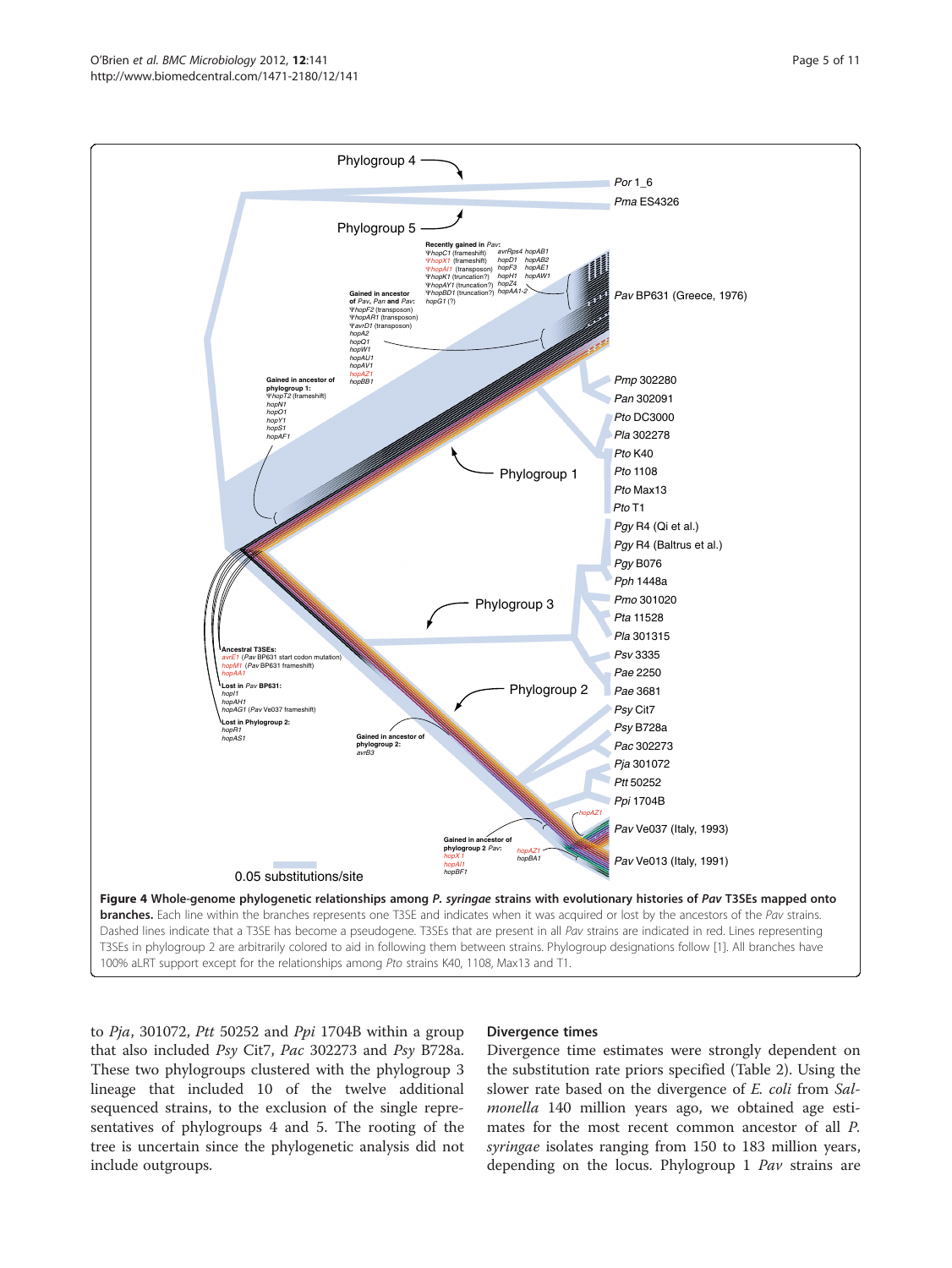**Figure 4 Whole-genome phylogenetic relationships among *P. syringae* strains with evolutionary histories of *Pav* T3SEs mapped onto branches.** Each line within the branches represents one T3SE and indicates when it was acquired or lost by the ancestors of the *Pav* strains. Dashed lines indicate that a T3SE has become a pseudogene. T3SEs that are present in all *Pav* strains are indicated in red. Lines representing T3SEs in phylogroup 2 are arbitrarily colored to aid in following them between strains. Phylogroup designations follow [1]. All branches have 100% aLRT support except for the relationships among *Pto* strains K40, 1108, Max13 and T1.

to *Pja*, 301072, *Ptt* 50252 and *Ppi* 1704B within a group that also included *Psy* Cit7, *Pac* 302273 and *Psy* B728a. These two phylogroups clustered with the phylogroup 3 lineage that included 10 of the twelve additional sequenced strains, to the exclusion of the single representatives of phylogroups 4 and 5. The rooting of the tree is uncertain since the phylogenetic analysis did not include outgroups.

## Divergence times

Divergence time estimates were strongly dependent on the substitution rate priors specified (Table 2). Using the slower rate based on the divergence of *E. coli* from *Salmonella* 140 million years ago, we obtained age estimates for the most recent common ancestor of all *P. syringae* isolates ranging from 150 to 183 million years, depending on the locus. Phylogroup 1 *Pav* strains are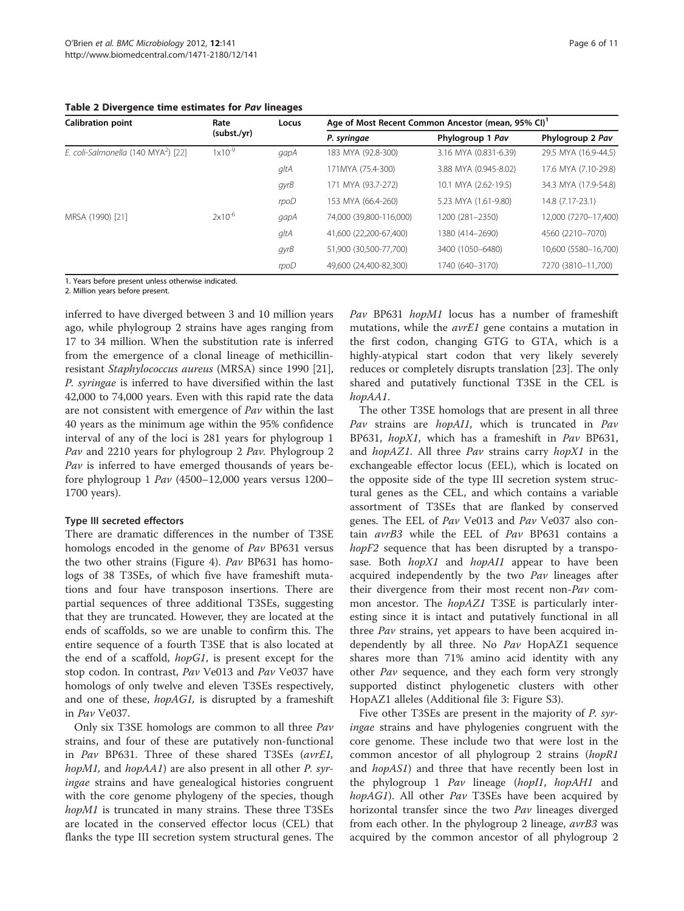**Table 2 Divergence time estimates for *Pav* lineages**

| Calibration point | Rate (subst./yr) | Locus | Age of Most Recent Common Ancestor (mean, 95% CI)[1] | | |
|---|---|---|---|---|---|
| | | | *P. syringae* | Phylogroup 1 *Pav* | Phylogroup 2 *Pav* |
| *E. coli-Salmonella* (140 MYA[2]) [22] | $1x10^{-9}$ | *gapA* | 183 MYA (92.8-300) | 3.16 MYA (0.831-6.39) | 29.5 MYA (16.9-44.5) |
| | | *gltA* | 171MYA (75.4-300) | 3.88 MYA (0.945-8.02) | 17.6 MYA (7.10-29.8) |
| | | *gyrB* | 171 MYA (93.7-272) | 10.1 MYA (2.62-19.5) | 34.3 MYA (17.9-54.8) |
| | | *rpoD* | 153 MYA (66.4-260) | 5.23 MYA (1.61-9.80) | 14.8 (7.17-23.1) |
| MRSA (1990) [21] | $2x10^{-6}$ | *gapA* | 74,000 (39,800-116,000) | 1200 (281–2350) | 12,000 (7270–17,400) |
| | | *gltA* | 41,600 (22,200-67,400) | 1380 (414–2690) | 4560 (2210–7070) |
| | | *gyrB* | 51,900 (30,500-77,700) | 3400 (1050–6480) | 10,600 (5580–16,700) |
| | | *rpoD* | 49,600 (24,400-82,300) | 1740 (640–3170) | 7270 (3810–11,700) |

1. Years before present unless otherwise indicated.
2. Million years before present.

inferred to have diverged between 3 and 10 million years ago, while phylogroup 2 strains have ages ranging from 17 to 34 million. When the substitution rate is inferred from the emergence of a clonal lineage of methicillin-resistant *Staphylococcus aureus* (MRSA) since 1990 [21], *P. syringae* is inferred to have diversified within the last 42,000 to 74,000 years. Even with this rapid rate the data are not consistent with emergence of *Pav* within the last 40 years as the minimum age within the 95% confidence interval of any of the loci is 281 years for phylogroup 1 *Pav* and 2210 years for phylogroup 2 *Pav.* Phylogroup 2 *Pav* is inferred to have emerged thousands of years before phylogroup 1 *Pav* (4500–12,000 years versus 1200–1700 years).

### Type III secreted effectors

There are dramatic differences in the number of T3SE homologs encoded in the genome of *Pav* BP631 versus the two other strains (Figure 4). *Pav* BP631 has homologs of 38 T3SEs, of which five have frameshift mutations and four have transposon insertions. There are partial sequences of three additional T3SEs, suggesting that they are truncated. However, they are located at the ends of scaffolds, so we are unable to confirm this. The entire sequence of a fourth T3SE that is also located at the end of a scaffold, *hopG1*, is present except for the stop codon. In contrast, *Pav* Ve013 and *Pav* Ve037 have homologs of only twelve and eleven T3SEs respectively, and one of these, *hopAG1,* is disrupted by a frameshift in *Pav* Ve037.

Only six T3SE homologs are common to all three *Pav* strains, and four of these are putatively non-functional in *Pav* BP631. Three of these shared T3SEs (*avrE1, hopM1,* and *hopAA1*) are also present in all other *P. syringae* strains and have genealogical histories congruent with the core genome phylogeny of the species, though *hopM1* is truncated in many strains. These three T3SEs are located in the conserved effector locus (CEL) that flanks the type III secretion system structural genes. The *Pav* BP631 *hopM1* locus has a number of frameshift mutations, while the *avrE1* gene contains a mutation in the first codon, changing GTG to GTA, which is a highly-atypical start codon that very likely severely reduces or completely disrupts translation [23]. The only shared and putatively functional T3SE in the CEL is *hopAA1*.

The other T3SE homologs that are present in all three *Pav* strains are *hopAI1*, which is truncated in *Pav* BP631, *hopX1*, which has a frameshift in *Pav* BP631, and *hopAZ1*. All three *Pav* strains carry *hopX1* in the exchangeable effector locus (EEL), which is located on the opposite side of the type III secretion system structural genes as the CEL, and which contains a variable assortment of T3SEs that are flanked by conserved genes. The EEL of *Pav* Ve013 and *Pav* Ve037 also contain *avrB3* while the EEL of *Pav* BP631 contains a *hopF2* sequence that has been disrupted by a transposase. Both *hopX1* and *hopAI1* appear to have been acquired independently by the two *Pav* lineages after their divergence from their most recent non-*Pav* common ancestor. The *hopAZ1* T3SE is particularly interesting since it is intact and putatively functional in all three *Pav* strains, yet appears to have been acquired independently by all three. No *Pav* HopAZ1 sequence shares more than 71% amino acid identity with any other *Pav* sequence, and they each form very strongly supported distinct phylogenetic clusters with other HopAZ1 alleles (Additional file 3: Figure S3).

Five other T3SEs are present in the majority of *P. syringae* strains and have phylogenies congruent with the core genome. These include two that were lost in the common ancestor of all phylogroup 2 strains (*hopR1* and *hopAS1*) and three that have recently been lost in the phylogroup 1 *Pav* lineage (*hopI1*, *hopAH1* and *hopAG1*). All other *Pav* T3SEs have been acquired by horizontal transfer since the two *Pav* lineages diverged from each other. In the phylogroup 2 lineage, *avrB3* was acquired by the common ancestor of all phylogroup 2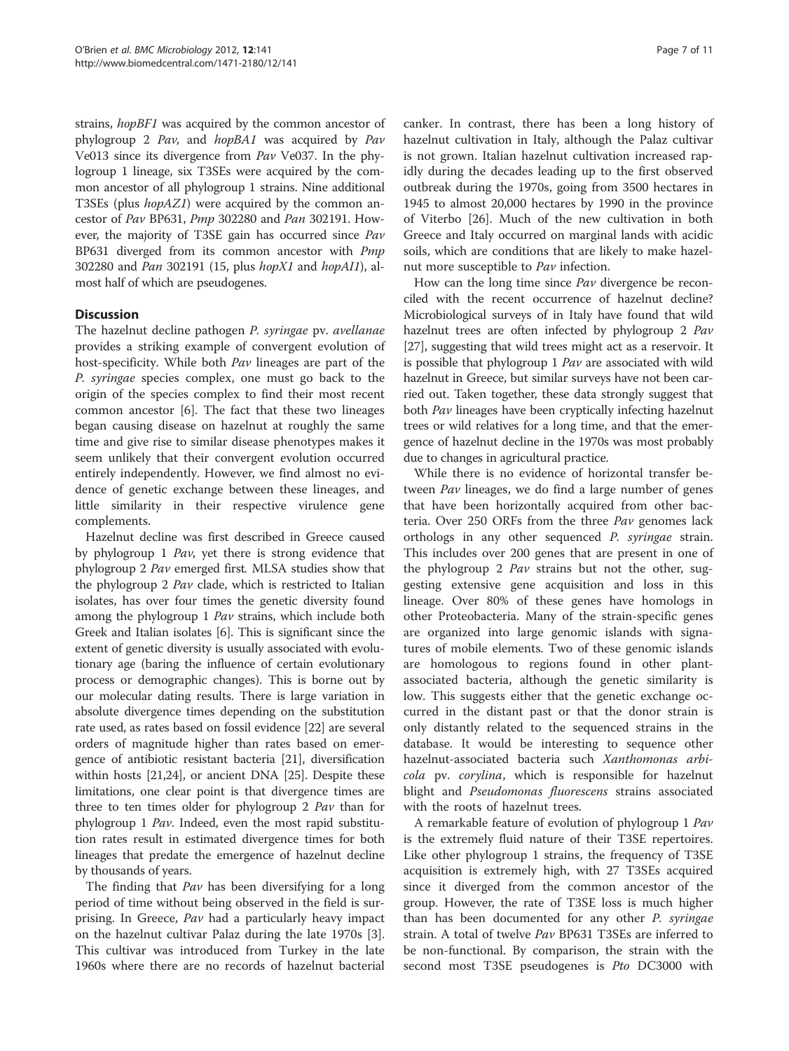strains, *hopBF1* was acquired by the common ancestor of phylogroup 2 *Pav*, and *hopBA1* was acquired by *Pav* Ve013 since its divergence from *Pav* Ve037. In the phylogroup 1 lineage, six T3SEs were acquired by the common ancestor of all phylogroup 1 strains. Nine additional T3SEs (plus *hopAZ1*) were acquired by the common ancestor of *Pav* BP631, *Pmp* 302280 and *Pan* 302191. However, the majority of T3SE gain has occurred since *Pav* BP631 diverged from its common ancestor with *Pmp* 302280 and *Pan* 302191 (15, plus *hopX1* and *hopAI1*), almost half of which are pseudogenes.

## Discussion

The hazelnut decline pathogen *P. syringae* pv. *avellanae* provides a striking example of convergent evolution of host-specificity. While both *Pav* lineages are part of the *P. syringae* species complex, one must go back to the origin of the species complex to find their most recent common ancestor [6]. The fact that these two lineages began causing disease on hazelnut at roughly the same time and give rise to similar disease phenotypes makes it seem unlikely that their convergent evolution occurred entirely independently. However, we find almost no evidence of genetic exchange between these lineages, and little similarity in their respective virulence gene complements.

Hazelnut decline was first described in Greece caused by phylogroup 1 *Pav*, yet there is strong evidence that phylogroup 2 *Pav* emerged first. MLSA studies show that the phylogroup 2 *Pav* clade, which is restricted to Italian isolates, has over four times the genetic diversity found among the phylogroup 1 *Pav* strains, which include both Greek and Italian isolates [6]. This is significant since the extent of genetic diversity is usually associated with evolutionary age (baring the influence of certain evolutionary process or demographic changes). This is borne out by our molecular dating results. There is large variation in absolute divergence times depending on the substitution rate used, as rates based on fossil evidence [22] are several orders of magnitude higher than rates based on emergence of antibiotic resistant bacteria [21], diversification within hosts [21,24], or ancient DNA [25]. Despite these limitations, one clear point is that divergence times are three to ten times older for phylogroup 2 *Pav* than for phylogroup 1 *Pav*. Indeed, even the most rapid substitution rates result in estimated divergence times for both lineages that predate the emergence of hazelnut decline by thousands of years.

The finding that *Pav* has been diversifying for a long period of time without being observed in the field is surprising. In Greece, *Pav* had a particularly heavy impact on the hazelnut cultivar Palaz during the late 1970s [3]. This cultivar was introduced from Turkey in the late 1960s where there are no records of hazelnut bacterial canker. In contrast, there has been a long history of hazelnut cultivation in Italy, although the Palaz cultivar is not grown. Italian hazelnut cultivation increased rapidly during the decades leading up to the first observed outbreak during the 1970s, going from 3500 hectares in 1945 to almost 20,000 hectares by 1990 in the province of Viterbo [26]. Much of the new cultivation in both Greece and Italy occurred on marginal lands with acidic soils, which are conditions that are likely to make hazelnut more susceptible to *Pav* infection.

How can the long time since *Pav* divergence be reconciled with the recent occurrence of hazelnut decline? Microbiological surveys of in Italy have found that wild hazelnut trees are often infected by phylogroup 2 *Pav* [27], suggesting that wild trees might act as a reservoir. It is possible that phylogroup 1 *Pav* are associated with wild hazelnut in Greece, but similar surveys have not been carried out. Taken together, these data strongly suggest that both *Pav* lineages have been cryptically infecting hazelnut trees or wild relatives for a long time, and that the emergence of hazelnut decline in the 1970s was most probably due to changes in agricultural practice.

While there is no evidence of horizontal transfer between *Pav* lineages, we do find a large number of genes that have been horizontally acquired from other bacteria. Over 250 ORFs from the three *Pav* genomes lack orthologs in any other sequenced *P. syringae* strain. This includes over 200 genes that are present in one of the phylogroup 2 *Pav* strains but not the other, suggesting extensive gene acquisition and loss in this lineage. Over 80% of these genes have homologs in other Proteobacteria. Many of the strain-specific genes are organized into large genomic islands with signatures of mobile elements. Two of these genomic islands are homologous to regions found in other plant-associated bacteria, although the genetic similarity is low. This suggests either that the genetic exchange occurred in the distant past or that the donor strain is only distantly related to the sequenced strains in the database. It would be interesting to sequence other hazelnut-associated bacteria such *Xanthomonas arbicola* pv. *corylina*, which is responsible for hazelnut blight and *Pseudomonas fluorescens* strains associated with the roots of hazelnut trees.

A remarkable feature of evolution of phylogroup 1 *Pav* is the extremely fluid nature of their T3SE repertoires. Like other phylogroup 1 strains, the frequency of T3SE acquisition is extremely high, with 27 T3SEs acquired since it diverged from the common ancestor of the group. However, the rate of T3SE loss is much higher than has been documented for any other *P. syringae* strain. A total of twelve *Pav* BP631 T3SEs are inferred to be non-functional. By comparison, the strain with the second most T3SE pseudogenes is *Pto* DC3000 with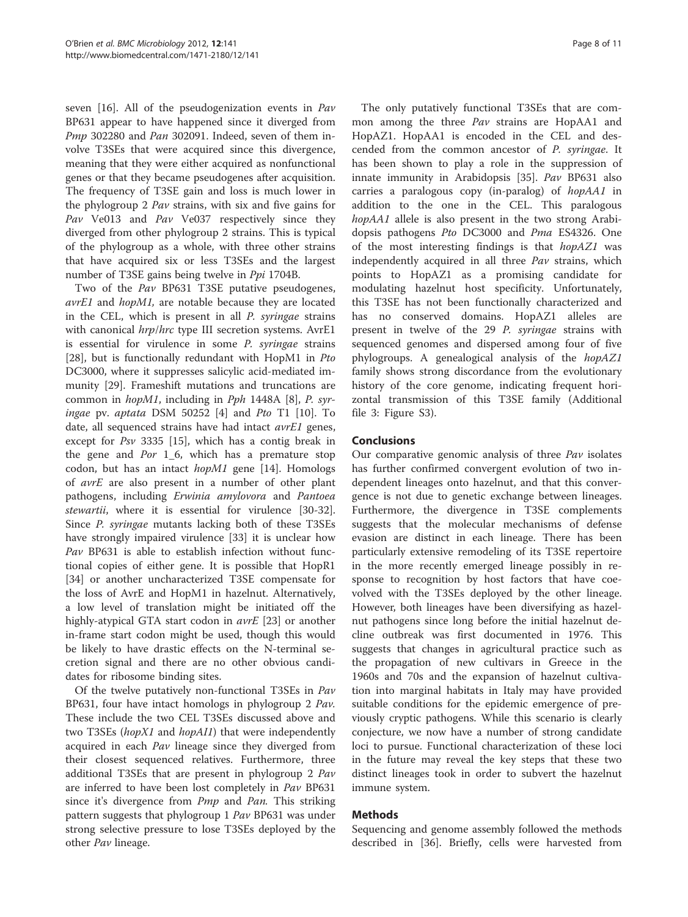seven [16]. All of the pseudogenization events in *Pav* BP631 appear to have happened since it diverged from *Pmp* 302280 and *Pan* 302091. Indeed, seven of them involve T3SEs that were acquired since this divergence, meaning that they were either acquired as nonfunctional genes or that they became pseudogenes after acquisition. The frequency of T3SE gain and loss is much lower in the phylogroup 2 *Pav* strains, with six and five gains for *Pav* Ve013 and *Pav* Ve037 respectively since they diverged from other phylogroup 2 strains. This is typical of the phylogroup as a whole, with three other strains that have acquired six or less T3SEs and the largest number of T3SE gains being twelve in *Ppi* 1704B.

Two of the *Pav* BP631 T3SE putative pseudogenes, *avrE1* and *hopM1,* are notable because they are located in the CEL, which is present in all *P. syringae* strains with canonical *hrp*/*hrc* type III secretion systems. AvrE1 is essential for virulence in some *P. syringae* strains [28], but is functionally redundant with HopM1 in *Pto* DC3000, where it suppresses salicylic acid-mediated immunity [29]. Frameshift mutations and truncations are common in *hopM1*, including in *Pph* 1448A [8], *P. syringae* pv. *aptata* DSM 50252 [4] and *Pto* T1 [10]. To date, all sequenced strains have had intact *avrE1* genes, except for *Psv* 3335 [15], which has a contig break in the gene and *Por* 1_6, which has a premature stop codon, but has an intact *hopM1* gene [14]. Homologs of *avrE* are also present in a number of other plant pathogens, including *Erwinia amylovora* and *Pantoea stewartii*, where it is essential for virulence [30-32]. Since *P. syringae* mutants lacking both of these T3SEs have strongly impaired virulence [33] it is unclear how *Pav* BP631 is able to establish infection without functional copies of either gene. It is possible that HopR1 [34] or another uncharacterized T3SE compensate for the loss of AvrE and HopM1 in hazelnut. Alternatively, a low level of translation might be initiated off the highly-atypical GTA start codon in *avrE* [23] or another in-frame start codon might be used, though this would be likely to have drastic effects on the N-terminal secretion signal and there are no other obvious candidates for ribosome binding sites.

Of the twelve putatively non-functional T3SEs in *Pav* BP631, four have intact homologs in phylogroup 2 *Pav*. These include the two CEL T3SEs discussed above and two T3SEs (*hopX1* and *hopAI1*) that were independently acquired in each *Pav* lineage since they diverged from their closest sequenced relatives. Furthermore, three additional T3SEs that are present in phylogroup 2 *Pav* are inferred to have been lost completely in *Pav* BP631 since it's divergence from *Pmp* and *Pan.* This striking pattern suggests that phylogroup 1 *Pav* BP631 was under strong selective pressure to lose T3SEs deployed by the other *Pav* lineage.

The only putatively functional T3SEs that are common among the three *Pav* strains are HopAA1 and HopAZ1. HopAA1 is encoded in the CEL and descended from the common ancestor of *P. syringae*. It has been shown to play a role in the suppression of innate immunity in Arabidopsis [35]. *Pav* BP631 also carries a paralogous copy (in-paralog) of *hopAA1* in addition to the one in the CEL. This paralogous *hopAA1* allele is also present in the two strong Arabidopsis pathogens *Pto* DC3000 and *Pma* ES4326. One of the most interesting findings is that *hopAZ1* was independently acquired in all three *Pav* strains, which points to HopAZ1 as a promising candidate for modulating hazelnut host specificity. Unfortunately, this T3SE has not been functionally characterized and has no conserved domains. HopAZ1 alleles are present in twelve of the 29 *P. syringae* strains with sequenced genomes and dispersed among four of five phylogroups. A genealogical analysis of the *hopAZ1* family shows strong discordance from the evolutionary history of the core genome, indicating frequent horizontal transmission of this T3SE family (Additional file 3: Figure S3).

## Conclusions

Our comparative genomic analysis of three *Pav* isolates has further confirmed convergent evolution of two independent lineages onto hazelnut, and that this convergence is not due to genetic exchange between lineages. Furthermore, the divergence in T3SE complements suggests that the molecular mechanisms of defense evasion are distinct in each lineage. There has been particularly extensive remodeling of its T3SE repertoire in the more recently emerged lineage possibly in response to recognition by host factors that have coevolved with the T3SEs deployed by the other lineage. However, both lineages have been diversifying as hazelnut pathogens since long before the initial hazelnut decline outbreak was first documented in 1976. This suggests that changes in agricultural practice such as the propagation of new cultivars in Greece in the 1960s and 70s and the expansion of hazelnut cultivation into marginal habitats in Italy may have provided suitable conditions for the epidemic emergence of previously cryptic pathogens. While this scenario is clearly conjecture, we now have a number of strong candidate loci to pursue. Functional characterization of these loci in the future may reveal the key steps that these two distinct lineages took in order to subvert the hazelnut immune system.

## Methods

Sequencing and genome assembly followed the methods described in [36]. Briefly, cells were harvested from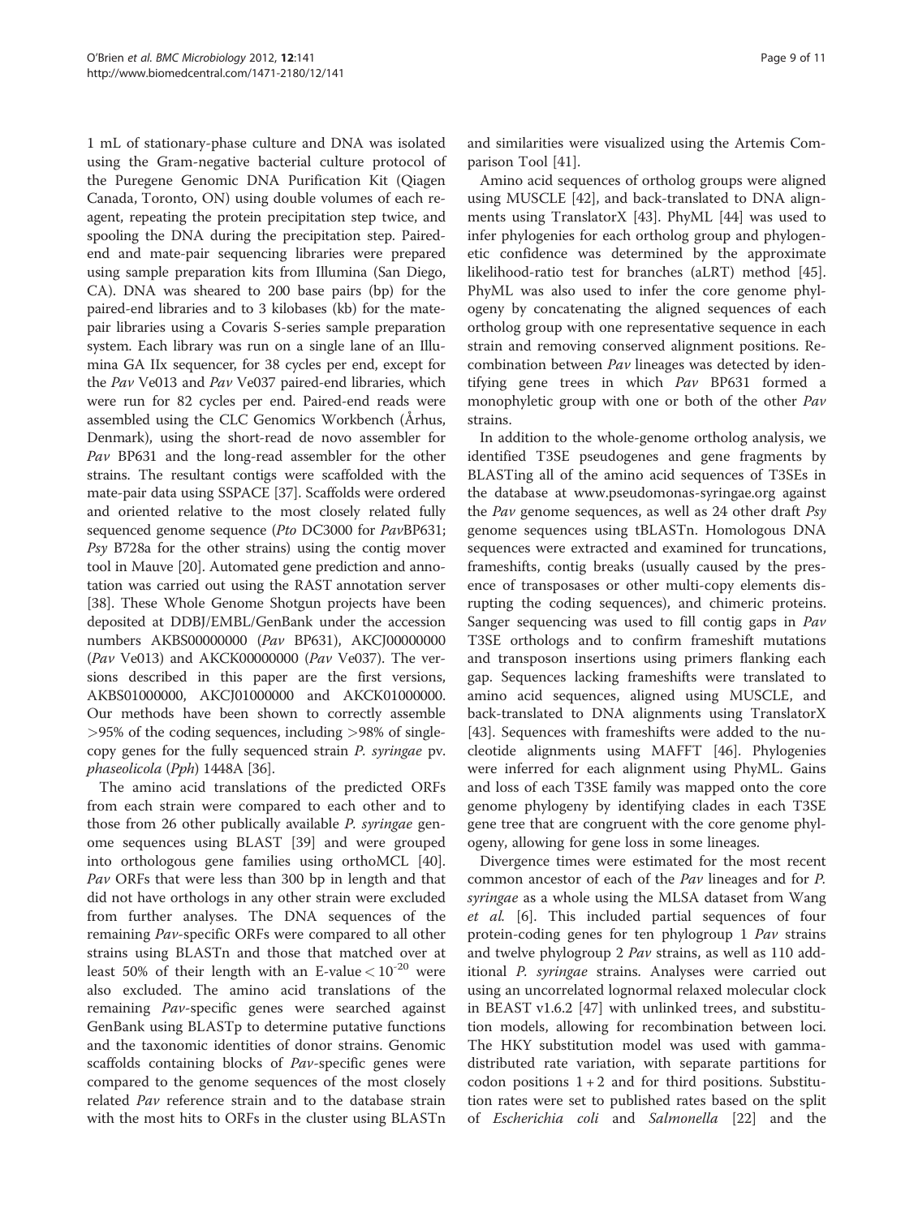1 mL of stationary-phase culture and DNA was isolated using the Gram-negative bacterial culture protocol of the Puregene Genomic DNA Purification Kit (Qiagen Canada, Toronto, ON) using double volumes of each reagent, repeating the protein precipitation step twice, and spooling the DNA during the precipitation step. Paired-end and mate-pair sequencing libraries were prepared using sample preparation kits from Illumina (San Diego, CA). DNA was sheared to 200 base pairs (bp) for the paired-end libraries and to 3 kilobases (kb) for the mate-pair libraries using a Covaris S-series sample preparation system. Each library was run on a single lane of an Illumina GA IIx sequencer, for 38 cycles per end, except for the *Pav* Ve013 and *Pav* Ve037 paired-end libraries, which were run for 82 cycles per end. Paired-end reads were assembled using the CLC Genomics Workbench (Århus, Denmark), using the short-read de novo assembler for *Pav* BP631 and the long-read assembler for the other strains. The resultant contigs were scaffolded with the mate-pair data using SSPACE [37]. Scaffolds were ordered and oriented relative to the most closely related fully sequenced genome sequence (*Pto* DC3000 for *Pav*BP631; *Psy* B728a for the other strains) using the contig mover tool in Mauve [20]. Automated gene prediction and annotation was carried out using the RAST annotation server [38]. These Whole Genome Shotgun projects have been deposited at DDBJ/EMBL/GenBank under the accession numbers AKBS00000000 (*Pav* BP631), AKCJ00000000 (*Pav* Ve013) and AKCK00000000 (*Pav* Ve037). The versions described in this paper are the first versions, AKBS01000000, AKCJ01000000 and AKCK01000000. Our methods have been shown to correctly assemble >95% of the coding sequences, including >98% of single-copy genes for the fully sequenced strain *P. syringae* pv. *phaseolicola* (*Pph*) 1448A [36].

The amino acid translations of the predicted ORFs from each strain were compared to each other and to those from 26 other publically available *P. syringae* genome sequences using BLAST [39] and were grouped into orthologous gene families using orthoMCL [40]. *Pav* ORFs that were less than 300 bp in length and that did not have orthologs in any other strain were excluded from further analyses. The DNA sequences of the remaining *Pav*-specific ORFs were compared to all other strains using BLASTn and those that matched over at least 50% of their length with an E-value $< 10^{-20}$ were also excluded. The amino acid translations of the remaining *Pav*-specific genes were searched against GenBank using BLASTp to determine putative functions and the taxonomic identities of donor strains. Genomic scaffolds containing blocks of *Pav*-specific genes were compared to the genome sequences of the most closely related *Pav* reference strain and to the database strain with the most hits to ORFs in the cluster using BLASTn and similarities were visualized using the Artemis Comparison Tool [41].

Amino acid sequences of ortholog groups were aligned using MUSCLE [42], and back-translated to DNA alignments using TranslatorX [43]. PhyML [44] was used to infer phylogenies for each ortholog group and phylogenetic confidence was determined by the approximate likelihood-ratio test for branches (aLRT) method [45]. PhyML was also used to infer the core genome phylogeny by concatenating the aligned sequences of each ortholog group with one representative sequence in each strain and removing conserved alignment positions. Recombination between *Pav* lineages was detected by identifying gene trees in which *Pav* BP631 formed a monophyletic group with one or both of the other *Pav* strains.

In addition to the whole-genome ortholog analysis, we identified T3SE pseudogenes and gene fragments by BLASTing all of the amino acid sequences of T3SEs in the database at www.pseudomonas-syringae.org against the *Pav* genome sequences, as well as 24 other draft *Psy* genome sequences using tBLASTn. Homologous DNA sequences were extracted and examined for truncations, frameshifts, contig breaks (usually caused by the presence of transposases or other multi-copy elements disrupting the coding sequences), and chimeric proteins. Sanger sequencing was used to fill contig gaps in *Pav* T3SE orthologs and to confirm frameshift mutations and transposon insertions using primers flanking each gap. Sequences lacking frameshifts were translated to amino acid sequences, aligned using MUSCLE, and back-translated to DNA alignments using TranslatorX [43]. Sequences with frameshifts were added to the nucleotide alignments using MAFFT [46]. Phylogenies were inferred for each alignment using PhyML. Gains and loss of each T3SE family was mapped onto the core genome phylogeny by identifying clades in each T3SE gene tree that are congruent with the core genome phylogeny, allowing for gene loss in some lineages.

Divergence times were estimated for the most recent common ancestor of each of the *Pav* lineages and for *P. syringae* as a whole using the MLSA dataset from Wang *et al.* [6]. This included partial sequences of four protein-coding genes for ten phylogroup 1 *Pav* strains and twelve phylogroup 2 *Pav* strains, as well as 110 additional *P. syringae* strains. Analyses were carried out using an uncorrelated lognormal relaxed molecular clock in BEAST v1.6.2 [47] with unlinked trees, and substitution models, allowing for recombination between loci. The HKY substitution model was used with gamma-distributed rate variation, with separate partitions for codon positions 1 + 2 and for third positions. Substitution rates were set to published rates based on the split of *Escherichia coli* and *Salmonella* [22] and the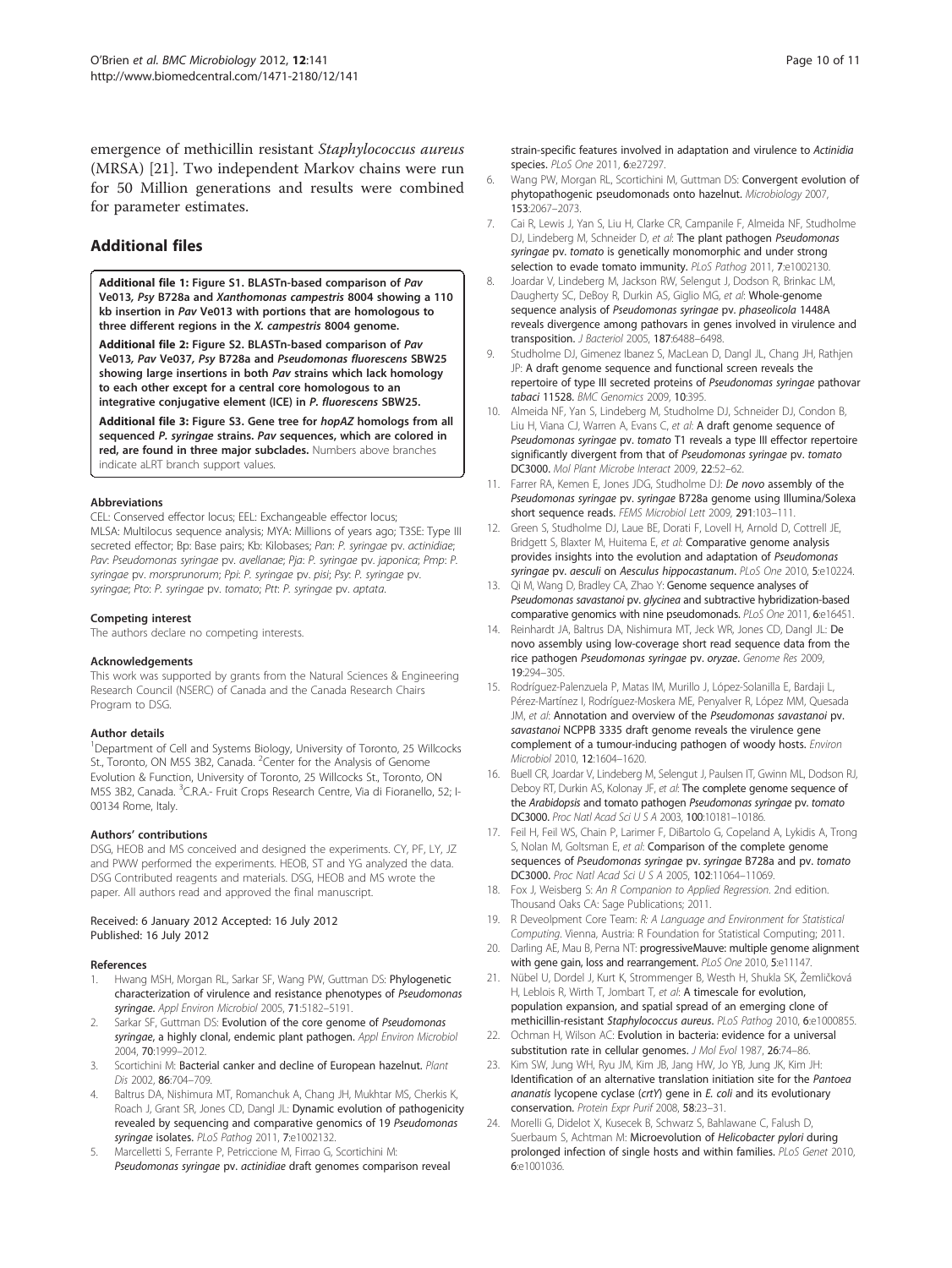emergence of methicillin resistant *Staphylococcus aureus* (MRSA) [21]. Two independent Markov chains were run for 50 Million generations and results were combined for parameter estimates.

## Additional files

**Additional file 1: Figure S1. BLASTn-based comparison of *Pav* Ve013, *Psy* B728a and *Xanthomonas campestris* 8004 showing a 110 kb insertion in *Pav* Ve013 with portions that are homologous to three different regions in the *X. campestris* 8004 genome.**

**Additional file 2: Figure S2. BLASTn-based comparison of *Pav* Ve013, *Pav* Ve037, *Psy* B728a and *Pseudomonas fluorescens* SBW25 showing large insertions in both *Pav* strains which lack homology to each other except for a central core homologous to an integrative conjugative element (ICE) in *P. fluorescens* SBW25.**

**Additional file 3: Figure S3. Gene tree for *hopAZ* homologs from all sequenced *P. syringae* strains. *Pav* sequences, which are colored in red, are found in three major subclades.** Numbers above branches indicate aLRT branch support values.

#### Abbreviations

CEL: Conserved effector locus; EEL: Exchangeable effector locus; MLSA: Multilocus sequence analysis; MYA: Millions of years ago; T3SE: Type III secreted effector; Bp: Base pairs; Kb: Kilobases; *Pan*: *P. syringae* pv. *actinidiae*; *Pav*: *Pseudomonas syringae* pv. *avellanae*; *Pja*: *P. syringae* pv. *japonica*; *Pmp*: *P. syringae* pv. *morsprunorum*; *Ppi*: *P. syringae* pv. *pisi*; *Psy*: *P. syringae* pv. *syringae*; *Pto*: *P. syringae* pv. *tomato*; *Ptt*: *P. syringae* pv. *aptata*.

#### Competing interest

The authors declare no competing interests.

#### Acknowledgements

This work was supported by grants from the Natural Sciences & Engineering Research Council (NSERC) of Canada and the Canada Research Chairs Program to DSG.

#### Author details

[1]Department of Cell and Systems Biology, University of Toronto, 25 Willcocks St., Toronto, ON M5S 3B2, Canada. [2]Center for the Analysis of Genome Evolution & Function, University of Toronto, 25 Willcocks St., Toronto, ON M5S 3B2, Canada. [3]C.R.A.- Fruit Crops Research Centre, Via di Fioranello, 52; I-00134 Rome, Italy.

#### Authors' contributions

DSG, HEOB and MS conceived and designed the experiments. CY, PF, LY, JZ and PWW performed the experiments. HEOB, ST and YG analyzed the data. DSG Contributed reagents and materials. DSG, HEOB and MS wrote the paper. All authors read and approved the final manuscript.

Received: 6 January 2012 Accepted: 16 July 2012
Published: 16 July 2012

#### References

1. Hwang MSH, Morgan RL, Sarkar SF, Wang PW, Guttman DS: **Phylogenetic characterization of virulence and resistance phenotypes of *Pseudomonas syringae*.** *Appl Environ Microbiol* 2005, **71**:5182–5191.
2. Sarkar SF, Guttman DS: **Evolution of the core genome of *Pseudomonas syringae*, a highly clonal, endemic plant pathogen.** *Appl Environ Microbiol* 2004, **70**:1999–2012.
3. Scortichini M: **Bacterial canker and decline of European hazelnut.** *Plant Dis* 2002, **86**:704–709.
4. Baltrus DA, Nishimura MT, Romanchuk A, Chang JH, Mukhtar MS, Cherkis K, Roach J, Grant SR, Jones CD, Dangl JL: **Dynamic evolution of pathogenicity revealed by sequencing and comparative genomics of 19 *Pseudomonas syringae* isolates.** *PLoS Pathog* 2011, **7**:e1002132.
5. Marcelletti S, Ferrante P, Petriccione M, Firrao G, Scortichini M: ***Pseudomonas syringae* pv. *actinidiae* draft genomes comparison reveal strain-specific features involved in adaptation and virulence to *Actinidia* species.** *PLoS One* 2011, **6**:e27297.
6. Wang PW, Morgan RL, Scortichini M, Guttman DS: **Convergent evolution of phytopathogenic pseudomonads onto hazelnut.** *Microbiology* 2007, **153**:2067–2073.
7. Cai R, Lewis J, Yan S, Liu H, Clarke CR, Campanile F, Almeida NF, Studholme DJ, Lindeberg M, Schneider D, *et al*: **The plant pathogen *Pseudomonas syringae* pv. *tomato* is genetically monomorphic and under strong selection to evade tomato immunity.** *PLoS Pathog* 2011, **7**:e1002130.
8. Joardar V, Lindeberg M, Jackson RW, Selengut J, Dodson R, Brinkac LM, Daugherty SC, DeBoy R, Durkin AS, Giglio MG, *et al*: **Whole-genome sequence analysis of *Pseudomonas syringae* pv. *phaseolicola* 1448A reveals divergence among pathovars in genes involved in virulence and transposition.** *J Bacteriol* 2005, **187**:6488–6498.
9. Studholme DJ, Gimenez Ibanez S, MacLean D, Dangl JL, Chang JH, Rathjen JP: **A draft genome sequence and functional screen reveals the repertoire of type III secreted proteins of *Pseudomonas syringae* pathovar *tabaci* 11528.** *BMC Genomics* 2009, **10**:395.
10. Almeida NF, Yan S, Lindeberg M, Studholme DJ, Schneider DJ, Condon B, Liu H, Viana CJ, Warren A, Evans C, *et al*: **A draft genome sequence of *Pseudomonas syringae* pv. *tomato* T1 reveals a type III effector repertoire significantly divergent from that of *Pseudomonas syringae* pv. *tomato* DC3000.** *Mol Plant Microbe Interact* 2009, **22**:52–62.
11. Farrer RA, Kemen E, Jones JDG, Studholme DJ: ***De novo* assembly of the *Pseudomonas syringae* pv. *syringae* B728a genome using Illumina/Solexa short sequence reads.** *FEMS Microbiol Lett* 2009, **291**:103–111.
12. Green S, Studholme DJ, Laue BE, Dorati F, Lovell H, Arnold D, Cottrell JE, Bridgett S, Blaxter M, Huitema E, *et al*: **Comparative genome analysis provides insights into the evolution and adaptation of *Pseudomonas syringae* pv. *aesculi* on *Aesculus hippocastanum*.** *PLoS One* 2010, **5**:e10224.
13. Qi M, Wang D, Bradley CA, Zhao Y: **Genome sequence analyses of *Pseudomonas savastanoi* pv. *glycinea* and subtractive hybridization-based comparative genomics with nine pseudomonads.** *PLoS One* 2011, **6**:e16451.
14. Reinhardt JA, Baltrus DA, Nishimura MT, Jeck WR, Jones CD, Dangl JL: **De novo assembly using low-coverage short read sequence data from the rice pathogen *Pseudomonas syringae* pv. *oryzae*.** *Genome Res* 2009, **19**:294–305.
15. Rodríguez-Palenzuela P, Matas IM, Murillo J, López-Solanilla E, Bardaji L, Pérez-Martínez I, Rodríguez-Moskera ME, Penyalver R, López MM, Quesada JM, *et al*: **Annotation and overview of the *Pseudomonas savastanoi* pv. *savastanoi* NCPPB 3335 draft genome reveals the virulence gene complement of a tumour-inducing pathogen of woody hosts.** *Environ Microbiol* 2010, **12**:1604–1620.
16. Buell CR, Joardar V, Lindeberg M, Selengut J, Paulsen IT, Gwinn ML, Dodson RJ, Deboy RT, Durkin AS, Kolonay JF, *et al*: **The complete genome sequence of the *Arabidopsis* and tomato pathogen *Pseudomonas syringae* pv. *tomato* DC3000.** *Proc Natl Acad Sci U S A* 2003, **100**:10181–10186.
17. Feil H, Feil WS, Chain P, Larimer F, DiBartolo G, Copeland A, Lykidis A, Trong S, Nolan M, Goltsman E, *et al*: **Comparison of the complete genome sequences of *Pseudomonas syringae* pv. *syringae* B728a and pv. *tomato* DC3000.** *Proc Natl Acad Sci U S A* 2005, **102**:11064–11069.
18. Fox J, Weisberg S: *An R Companion to Applied Regression*. 2nd edition. Thousand Oaks CA: Sage Publications; 2011.
19. R Deveolpment Core Team: *R: A Language and Environment for Statistical Computing*. Vienna, Austria: R Foundation for Statistical Computing; 2011.
20. Darling AE, Mau B, Perna NT: **progressiveMauve: multiple genome alignment with gene gain, loss and rearrangement.** *PLoS One* 2010, **5**:e11147.
21. Nübel U, Dordel J, Kurt K, Strommenger B, Westh H, Shukla SK, Žemličková H, Leblois R, Wirth T, Jombart T, *et al*: **A timescale for evolution, population expansion, and spatial spread of an emerging clone of methicillin-resistant *Staphylococcus aureus*.** *PLoS Pathog* 2010, **6**:e1000855.
22. Ochman H, Wilson AC: **Evolution in bacteria: evidence for a universal substitution rate in cellular genomes.** *J Mol Evol* 1987, **26**:74–86.
23. Kim SW, Jung WH, Ryu JM, Kim JB, Jang HW, Jo YB, Jung JK, Kim JH: **Identification of an alternative translation initiation site for the *Pantoea ananatis* lycopene cyclase (*crtY*) gene in *E. coli* and its evolutionary conservation.** *Protein Expr Purif* 2008, **58**:23–31.
24. Morelli G, Didelot X, Kusecek B, Schwarz S, Bahlawane C, Falush D, Suerbaum S, Achtman M: **Microevolution of *Helicobacter pylori* during prolonged infection of single hosts and within families.** *PLoS Genet* 2010, **6**:e1001036.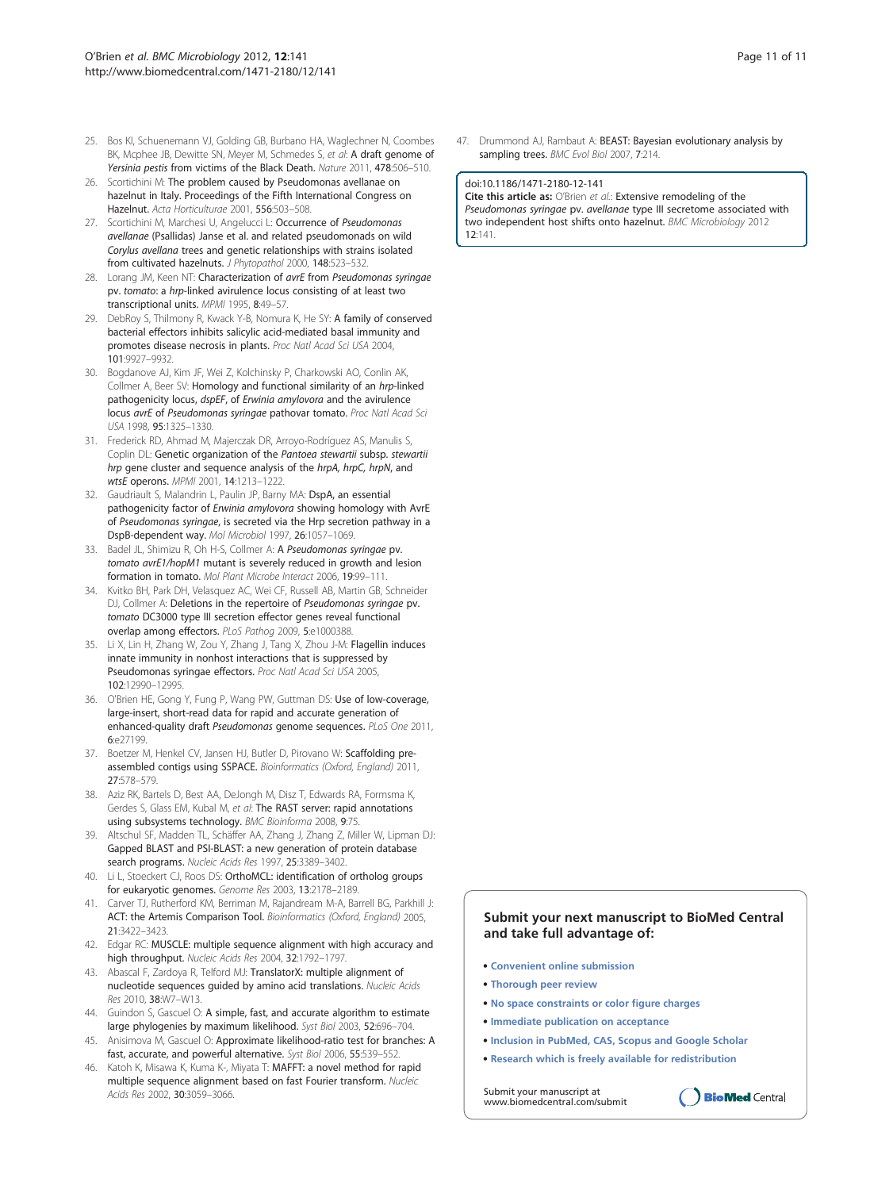25. Bos KI, Schuenemann VJ, Golding GB, Burbano HA, Waglechner N, Coombes BK, Mcphee JB, Dewitte SN, Meyer M, Schmedes S, *et al*: A draft genome of *Yersinia pestis* from victims of the Black Death. *Nature* 2011, 478:506–510.
26. Scortichini M: The problem caused by Pseudomonas avellanae on hazelnut in Italy. Proceedings of the Fifth International Congress on Hazelnut. *Acta Horticulturae* 2001, 556:503–508.
27. Scortichini M, Marchesi U, Angelucci L: Occurrence of *Pseudomonas avellanae* (Psallidas) Janse et al. and related pseudomonads on wild *Corylus avellana* trees and genetic relationships with strains isolated from cultivated hazelnuts. *J Phytopathol* 2000, 148:523–532.
28. Lorang JM, Keen NT: Characterization of *avrE* from *Pseudomonas syringae* pv. *tomato*: a *hrp*-linked avirulence locus consisting of at least two transcriptional units. *MPMI* 1995, 8:49–57.
29. DebRoy S, Thilmony R, Kwack Y-B, Nomura K, He SY: A family of conserved bacterial effectors inhibits salicylic acid-mediated basal immunity and promotes disease necrosis in plants. *Proc Natl Acad Sci USA* 2004, 101:9927–9932.
30. Bogdanove AJ, Kim JF, Wei Z, Kolchinsky P, Charkowski AO, Conlin AK, Collmer A, Beer SV: Homology and functional similarity of an *hrp*-linked pathogenicity locus, *dspEF*, of *Erwinia amylovora* and the avirulence locus *avrE* of *Pseudomonas syringae* pathovar tomato. *Proc Natl Acad Sci USA* 1998, 95:1325–1330.
31. Frederick RD, Ahmad M, Majerczak DR, Arroyo-Rodríguez AS, Manulis S, Coplin DL: Genetic organization of the *Pantoea stewartii* subsp. *stewartii hrp* gene cluster and sequence analysis of the *hrpA*, *hrpC*, *hrpN*, and *wtsE* operons. *MPMI* 2001, 14:1213–1222.
32. Gaudriault S, Malandrin L, Paulin JP, Barny MA: DspA, an essential pathogenicity factor of *Erwinia amylovora* showing homology with AvrE of *Pseudomonas syringae*, is secreted via the Hrp secretion pathway in a DspB-dependent way. *Mol Microbiol* 1997, 26:1057–1069.
33. Badel JL, Shimizu R, Oh H-S, Collmer A: A *Pseudomonas syringae* pv. *tomato avrE1/hopM1* mutant is severely reduced in growth and lesion formation in tomato. *Mol Plant Microbe Interact* 2006, 19:99–111.
34. Kvitko BH, Park DH, Velasquez AC, Wei CF, Russell AB, Martin GB, Schneider DJ, Collmer A: Deletions in the repertoire of *Pseudomonas syringae* pv. *tomato* DC3000 type III secretion effector genes reveal functional overlap among effectors. *PLoS Pathog* 2009, 5:e1000388.
35. Li X, Lin H, Zhang W, Zou Y, Zhang J, Tang X, Zhou J-M: Flagellin induces innate immunity in nonhost interactions that is suppressed by Pseudomonas syringae effectors. *Proc Natl Acad Sci USA* 2005, 102:12990–12995.
36. O'Brien HE, Gong Y, Fung P, Wang PW, Guttman DS: Use of low-coverage, large-insert, short-read data for rapid and accurate generation of enhanced-quality draft *Pseudomonas* genome sequences. *PLoS One* 2011, 6:e27199.
37. Boetzer M, Henkel CV, Jansen HJ, Butler D, Pirovano W: Scaffolding pre-assembled contigs using SSPACE. *Bioinformatics (Oxford, England)* 2011, 27:578–579.
38. Aziz RK, Bartels D, Best AA, DeJongh M, Disz T, Edwards RA, Formsma K, Gerdes S, Glass EM, Kubal M, *et al*: The RAST server: rapid annotations using subsystems technology. *BMC Bioinforma* 2008, 9:75.
39. Altschul SF, Madden TL, Schäffer AA, Zhang J, Zhang Z, Miller W, Lipman DJ: Gapped BLAST and PSI-BLAST: a new generation of protein database search programs. *Nucleic Acids Res* 1997, 25:3389–3402.
40. Li L, Stoeckert CJ, Roos DS: OrthoMCL: identification of ortholog groups for eukaryotic genomes. *Genome Res* 2003, 13:2178–2189.
41. Carver TJ, Rutherford KM, Berriman M, Rajandream M-A, Barrell BG, Parkhill J: ACT: the Artemis Comparison Tool. *Bioinformatics (Oxford, England)* 2005, 21:3422–3423.
42. Edgar RC: MUSCLE: multiple sequence alignment with high accuracy and high throughput. *Nucleic Acids Res* 2004, 32:1792–1797.
43. Abascal F, Zardoya R, Telford MJ: TranslatorX: multiple alignment of nucleotide sequences guided by amino acid translations. *Nucleic Acids Res* 2010, 38:W7–W13.
44. Guindon S, Gascuel O: A simple, fast, and accurate algorithm to estimate large phylogenies by maximum likelihood. *Syst Biol* 2003, 52:696–704.
45. Anisimova M, Gascuel O: Approximate likelihood-ratio test for branches: A fast, accurate, and powerful alternative. *Syst Biol* 2006, 55:539–552.
46. Katoh K, Misawa K, Kuma K-, Miyata T: MAFFT: a novel method for rapid multiple sequence alignment based on fast Fourier transform. *Nucleic Acids Res* 2002, 30:3059–3066.
47. Drummond AJ, Rambaut A: BEAST: Bayesian evolutionary analysis by sampling trees. *BMC Evol Biol* 2007, 7:214.

doi:10.1186/1471-2180-12-141

**Cite this article as:** O'Brien *et al.*: Extensive remodeling of the *Pseudomonas syringae* pv. *avellanae* type III secretome associated with two independent host shifts onto hazelnut. *BMC Microbiology* 2012 12:141.

**Submit your next manuscript to BioMed Central and take full advantage of:**

- Convenient online submission
- Thorough peer review
- No space constraints or color figure charges
- Immediate publication on acceptance
- Inclusion in PubMed, CAS, Scopus and Google Scholar
- Research which is freely available for redistribution

Submit your manuscript at
www.biomedcentral.com/submit

BioMed Central